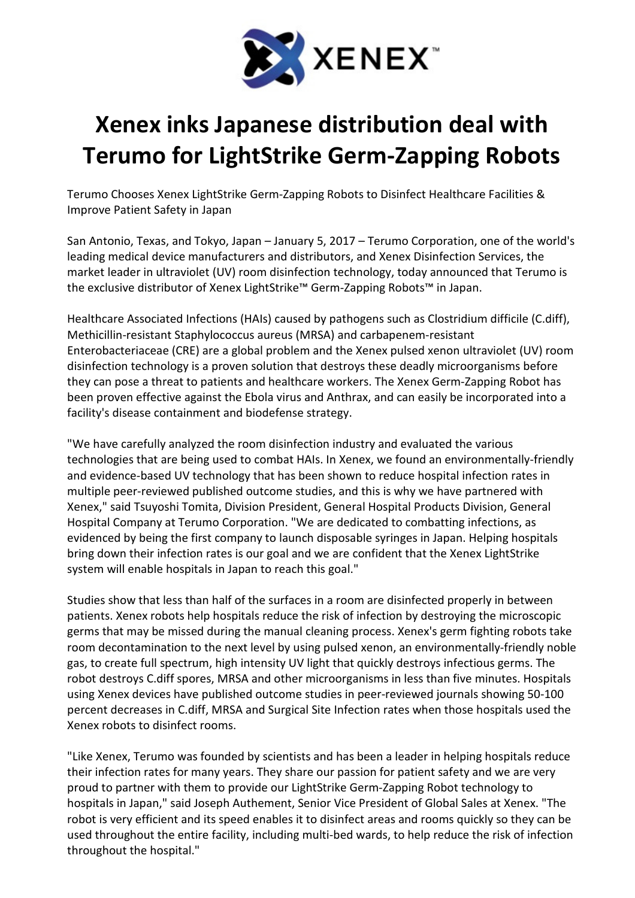XENEX™

# Xenex inks Japanese distribution deal with Terumo for LightStrike Germ-Zapping Robots

Terumo Chooses Xenex LightStrike Germ-Zapping Robots to Disinfect Healthcare Facilities & Improve Patient Safety in Japan

San Antonio, Texas, and Tokyo, Japan – January 5, 2017 – Terumo Corporation, one of the world's leading medical device manufacturers and distributors, and Xenex Disinfection Services, the market leader in ultraviolet (UV) room disinfection technology, today announced that Terumo is the exclusive distributor of Xenex LightStrike™ Germ-Zapping Robots™ in Japan.

Healthcare Associated Infections (HAIs) caused by pathogens such as Clostridium difficile (C.diff), Methicillin-resistant Staphylococcus aureus (MRSA) and carbapenem-resistant Enterobacteriaceae (CRE) are a global problem and the Xenex pulsed xenon ultraviolet (UV) room disinfection technology is a proven solution that destroys these deadly microorganisms before they can pose a threat to patients and healthcare workers. The Xenex Germ-Zapping Robot has been proven effective against the Ebola virus and Anthrax, and can easily be incorporated into a facility's disease containment and biodefense strategy.

"We have carefully analyzed the room disinfection industry and evaluated the various technologies that are being used to combat HAIs. In Xenex, we found an environmentally-friendly and evidence-based UV technology that has been shown to reduce hospital infection rates in multiple peer-reviewed published outcome studies, and this is why we have partnered with Xenex," said Tsuyoshi Tomita, Division President, General Hospital Products Division, General Hospital Company at Terumo Corporation. "We are dedicated to combatting infections, as evidenced by being the first company to launch disposable syringes in Japan. Helping hospitals bring down their infection rates is our goal and we are confident that the Xenex LightStrike system will enable hospitals in Japan to reach this goal."

Studies show that less than half of the surfaces in a room are disinfected properly in between patients. Xenex robots help hospitals reduce the risk of infection by destroying the microscopic germs that may be missed during the manual cleaning process. Xenex's germ fighting robots take room decontamination to the next level by using pulsed xenon, an environmentally-friendly noble gas, to create full spectrum, high intensity UV light that quickly destroys infectious germs. The robot destroys C.diff spores, MRSA and other microorganisms in less than five minutes. Hospitals using Xenex devices have published outcome studies in peer-reviewed journals showing 50-100 percent decreases in C.diff, MRSA and Surgical Site Infection rates when those hospitals used the Xenex robots to disinfect rooms.

"Like Xenex, Terumo was founded by scientists and has been a leader in helping hospitals reduce their infection rates for many years. They share our passion for patient safety and we are very proud to partner with them to provide our LightStrike Germ-Zapping Robot technology to hospitals in Japan," said Joseph Authement, Senior Vice President of Global Sales at Xenex. "The robot is very efficient and its speed enables it to disinfect areas and rooms quickly so they can be used throughout the entire facility, including multi-bed wards, to help reduce the risk of infection throughout the hospital."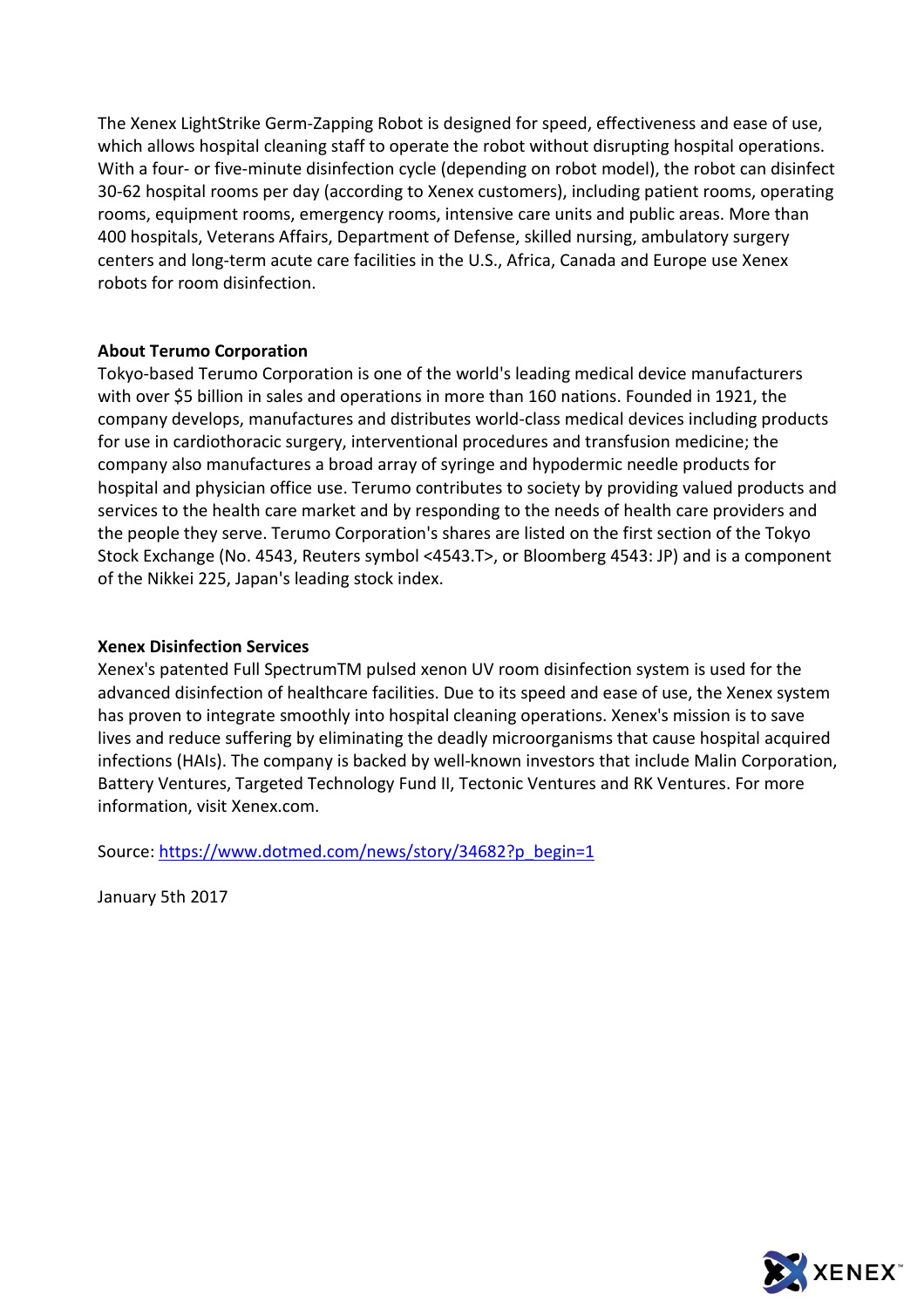The Xenex LightStrike Germ-Zapping Robot is designed for speed, effectiveness and ease of use, which allows hospital cleaning staff to operate the robot without disrupting hospital operations. With a four- or five-minute disinfection cycle (depending on robot model), the robot can disinfect 30-62 hospital rooms per day (according to Xenex customers), including patient rooms, operating rooms, equipment rooms, emergency rooms, intensive care units and public areas. More than 400 hospitals, Veterans Affairs, Department of Defense, skilled nursing, ambulatory surgery centers and long-term acute care facilities in the U.S., Africa, Canada and Europe use Xenex robots for room disinfection.

**About Terumo Corporation**
Tokyo-based Terumo Corporation is one of the world's leading medical device manufacturers with over $5 billion in sales and operations in more than 160 nations. Founded in 1921, the company develops, manufactures and distributes world-class medical devices including products for use in cardiothoracic surgery, interventional procedures and transfusion medicine; the company also manufactures a broad array of syringe and hypodermic needle products for hospital and physician office use. Terumo contributes to society by providing valued products and services to the health care market and by responding to the needs of health care providers and the people they serve. Terumo Corporation's shares are listed on the first section of the Tokyo Stock Exchange (No. 4543, Reuters symbol <4543.T>, or Bloomberg 4543: JP) and is a component of the Nikkei 225, Japan's leading stock index.

**Xenex Disinfection Services**
Xenex's patented Full SpectrumTM pulsed xenon UV room disinfection system is used for the advanced disinfection of healthcare facilities. Due to its speed and ease of use, the Xenex system has proven to integrate smoothly into hospital cleaning operations. Xenex's mission is to save lives and reduce suffering by eliminating the deadly microorganisms that cause hospital acquired infections (HAIs). The company is backed by well-known investors that include Malin Corporation, Battery Ventures, Targeted Technology Fund II, Tectonic Ventures and RK Ventures. For more information, visit Xenex.com.

Source: [https://www.dotmed.com/news/story/34682?p_begin=1](https://www.dotmed.com/news/story/34682?p_begin=1)

January 5th 2017